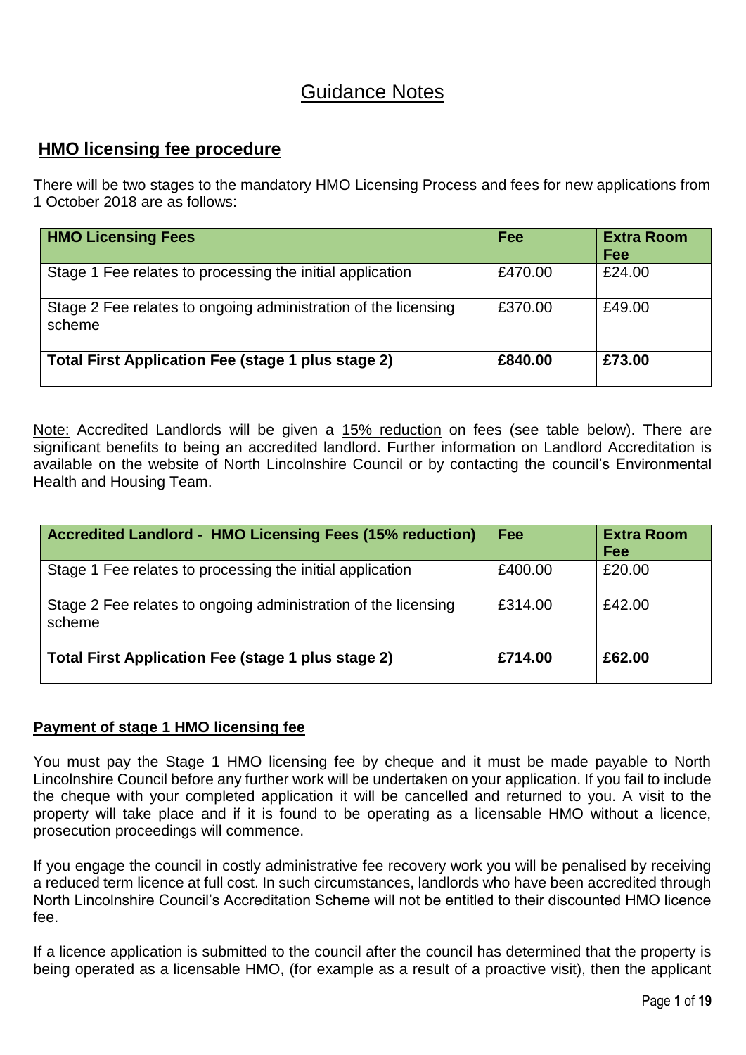# Guidance Notes

## HMO licensing fee procedure

There will be two stages to the mandatory HMO Licensing Process and fees for new applications from 1 October 2018 are as follows:

| **HMO Licensing Fees** | **Fee** | **Extra Room Fee** |
|---|---|---|
| Stage 1 Fee relates to processing the initial application | £470.00 | £24.00 |
| Stage 2 Fee relates to ongoing administration of the licensing scheme | £370.00 | £49.00 |
| **Total First Application Fee (stage 1 plus stage 2)** | **£840.00** | **£73.00** |

Note: Accredited Landlords will be given a 15% reduction on fees (see table below). There are significant benefits to being an accredited landlord. Further information on Landlord Accreditation is available on the website of North Lincolnshire Council or by contacting the council's Environmental Health and Housing Team.

| **Accredited Landlord - HMO Licensing Fees (15% reduction)** | **Fee** | **Extra Room Fee** |
|---|---|---|
| Stage 1 Fee relates to processing the initial application | £400.00 | £20.00 |
| Stage 2 Fee relates to ongoing administration of the licensing scheme | £314.00 | £42.00 |
| **Total First Application Fee (stage 1 plus stage 2)** | **£714.00** | **£62.00** |

### Payment of stage 1 HMO licensing fee

You must pay the Stage 1 HMO licensing fee by cheque and it must be made payable to North Lincolnshire Council before any further work will be undertaken on your application. If you fail to include the cheque with your completed application it will be cancelled and returned to you. A visit to the property will take place and if it is found to be operating as a licensable HMO without a licence, prosecution proceedings will commence.

If you engage the council in costly administrative fee recovery work you will be penalised by receiving a reduced term licence at full cost. In such circumstances, landlords who have been accredited through North Lincolnshire Council's Accreditation Scheme will not be entitled to their discounted HMO licence fee.

If a licence application is submitted to the council after the council has determined that the property is being operated as a licensable HMO, (for example as a result of a proactive visit), then the applicant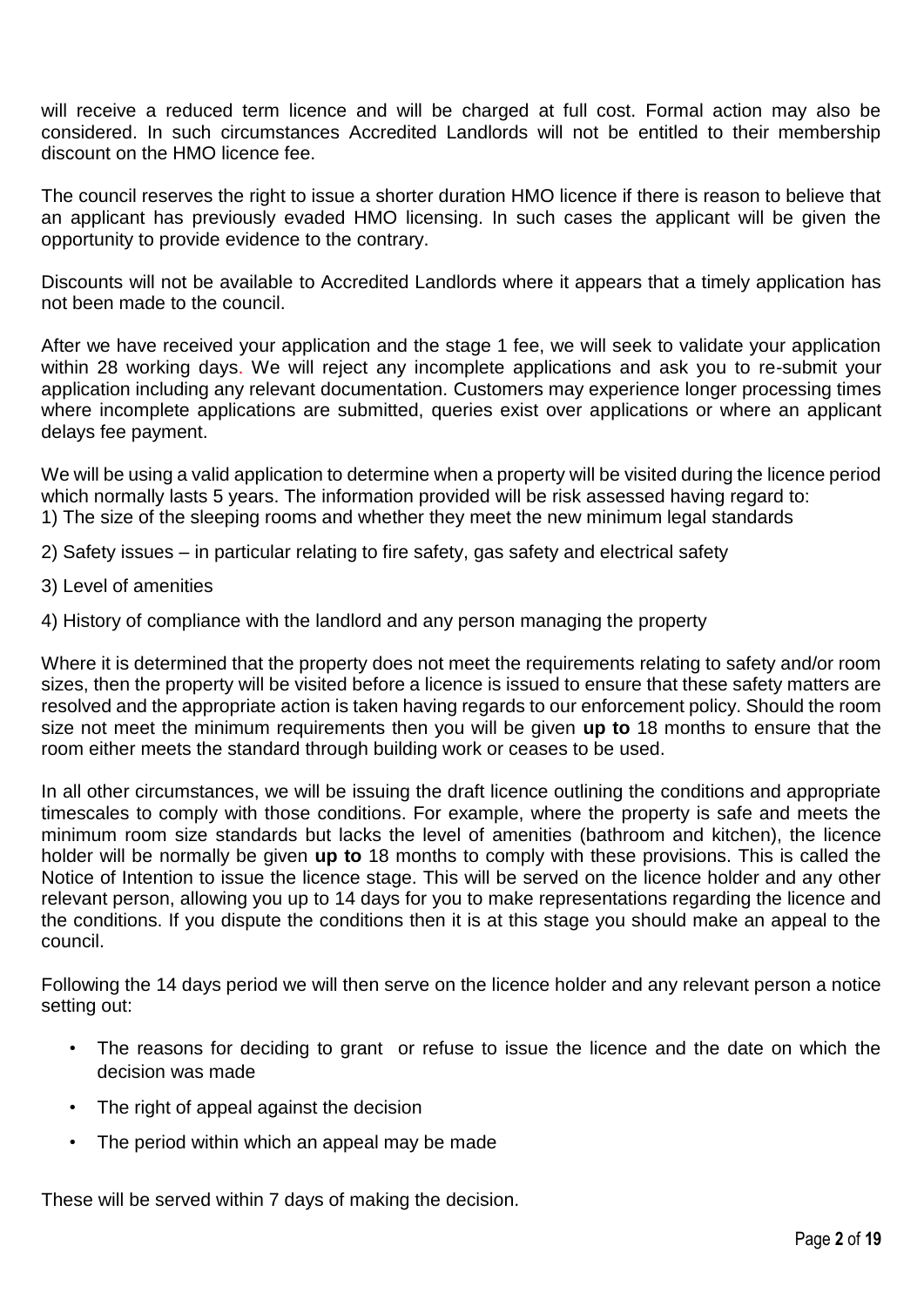will receive a reduced term licence and will be charged at full cost. Formal action may also be considered. In such circumstances Accredited Landlords will not be entitled to their membership discount on the HMO licence fee.

The council reserves the right to issue a shorter duration HMO licence if there is reason to believe that an applicant has previously evaded HMO licensing. In such cases the applicant will be given the opportunity to provide evidence to the contrary.

Discounts will not be available to Accredited Landlords where it appears that a timely application has not been made to the council.

After we have received your application and the stage 1 fee, we will seek to validate your application within 28 working days. We will reject any incomplete applications and ask you to re-submit your application including any relevant documentation. Customers may experience longer processing times where incomplete applications are submitted, queries exist over applications or where an applicant delays fee payment.

We will be using a valid application to determine when a property will be visited during the licence period which normally lasts 5 years. The information provided will be risk assessed having regard to:

1) The size of the sleeping rooms and whether they meet the new minimum legal standards

2) Safety issues – in particular relating to fire safety, gas safety and electrical safety

3) Level of amenities

4) History of compliance with the landlord and any person managing the property

Where it is determined that the property does not meet the requirements relating to safety and/or room sizes, then the property will be visited before a licence is issued to ensure that these safety matters are resolved and the appropriate action is taken having regards to our enforcement policy. Should the room size not meet the minimum requirements then you will be given **up to** 18 months to ensure that the room either meets the standard through building work or ceases to be used.

In all other circumstances, we will be issuing the draft licence outlining the conditions and appropriate timescales to comply with those conditions. For example, where the property is safe and meets the minimum room size standards but lacks the level of amenities (bathroom and kitchen), the licence holder will be normally be given **up to** 18 months to comply with these provisions. This is called the Notice of Intention to issue the licence stage. This will be served on the licence holder and any other relevant person, allowing you up to 14 days for you to make representations regarding the licence and the conditions. If you dispute the conditions then it is at this stage you should make an appeal to the council.

Following the 14 days period we will then serve on the licence holder and any relevant person a notice setting out:

- The reasons for deciding to grant or refuse to issue the licence and the date on which the decision was made
- The right of appeal against the decision
- The period within which an appeal may be made

These will be served within 7 days of making the decision.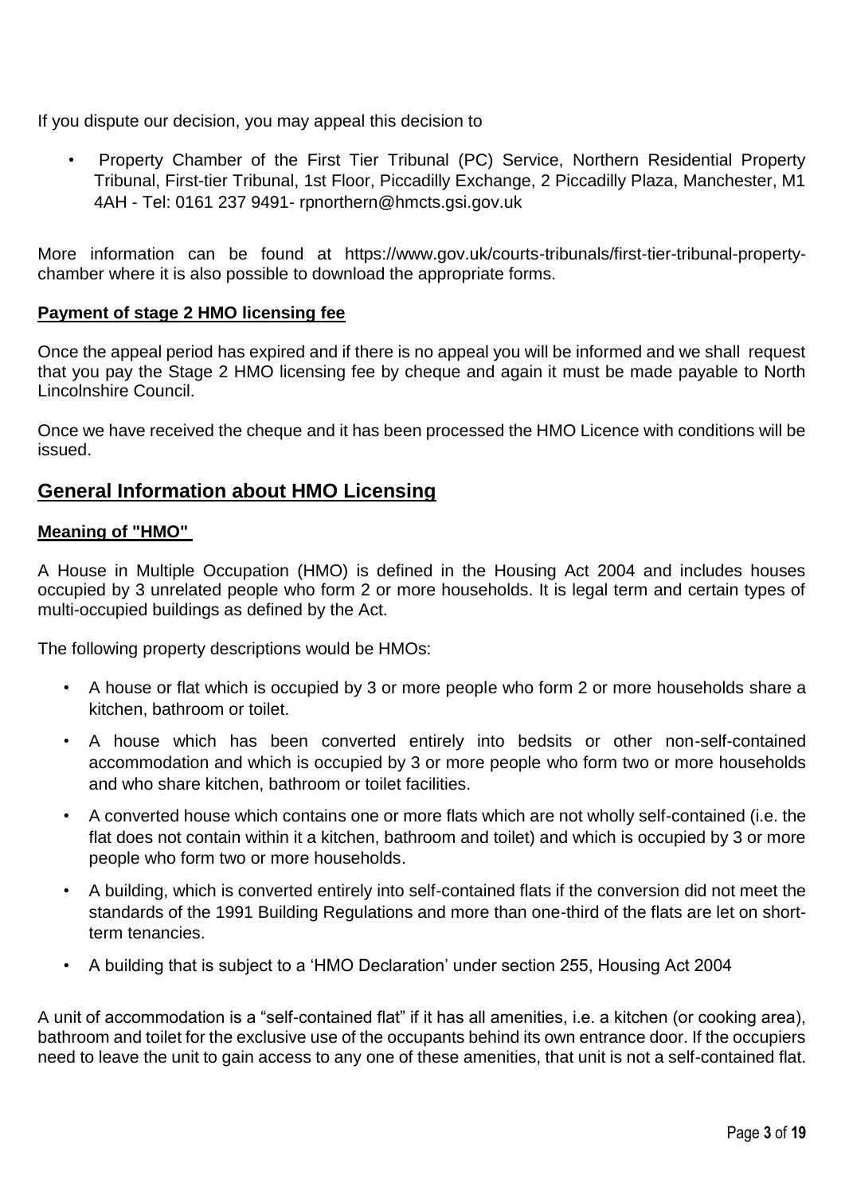If you dispute our decision, you may appeal this decision to

- Property Chamber of the First Tier Tribunal (PC) Service, Northern Residential Property Tribunal, First-tier Tribunal, 1st Floor, Piccadilly Exchange, 2 Piccadilly Plaza, Manchester, M1 4AH - Tel: 0161 237 9491- rpnorthern@hmcts.gsi.gov.uk

More information can be found at https://www.gov.uk/courts-tribunals/first-tier-tribunal-property-chamber where it is also possible to download the appropriate forms.

**Payment of stage 2 HMO licensing fee**

Once the appeal period has expired and if there is no appeal you will be informed and we shall request that you pay the Stage 2 HMO licensing fee by cheque and again it must be made payable to North Lincolnshire Council.

Once we have received the cheque and it has been processed the HMO Licence with conditions will be issued.

## General Information about HMO Licensing

**Meaning of "HMO"**

A House in Multiple Occupation (HMO) is defined in the Housing Act 2004 and includes houses occupied by 3 unrelated people who form 2 or more households. It is legal term and certain types of multi-occupied buildings as defined by the Act.

The following property descriptions would be HMOs:

- A house or flat which is occupied by 3 or more people who form 2 or more households share a kitchen, bathroom or toilet.
- A house which has been converted entirely into bedsits or other non-self-contained accommodation and which is occupied by 3 or more people who form two or more households and who share kitchen, bathroom or toilet facilities.
- A converted house which contains one or more flats which are not wholly self-contained (i.e. the flat does not contain within it a kitchen, bathroom and toilet) and which is occupied by 3 or more people who form two or more households.
- A building, which is converted entirely into self-contained flats if the conversion did not meet the standards of the 1991 Building Regulations and more than one-third of the flats are let on short-term tenancies.
- A building that is subject to a 'HMO Declaration' under section 255, Housing Act 2004

A unit of accommodation is a "self-contained flat" if it has all amenities, i.e. a kitchen (or cooking area), bathroom and toilet for the exclusive use of the occupants behind its own entrance door. If the occupiers need to leave the unit to gain access to any one of these amenities, that unit is not a self-contained flat.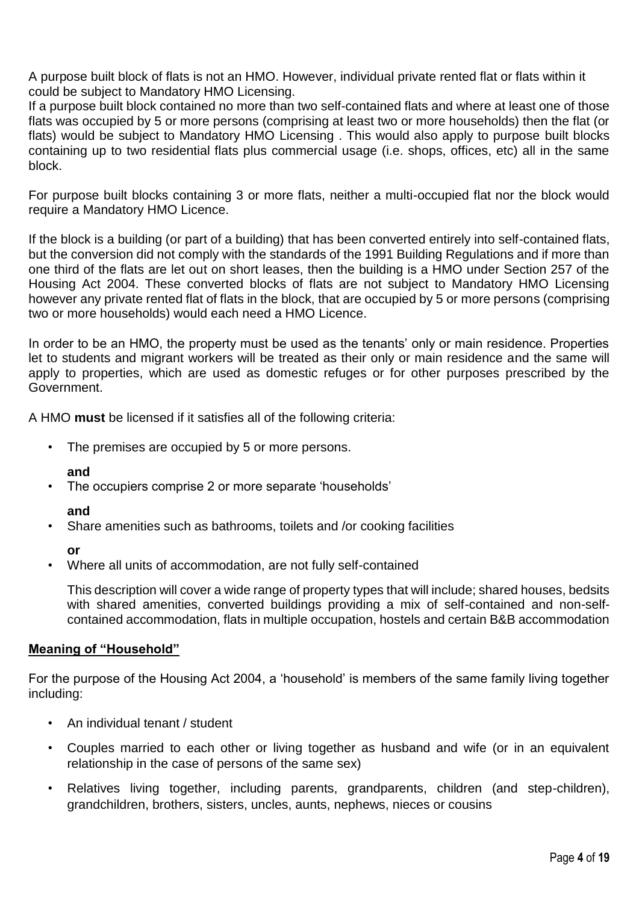A purpose built block of flats is not an HMO. However, individual private rented flat or flats within it could be subject to Mandatory HMO Licensing.

If a purpose built block contained no more than two self-contained flats and where at least one of those flats was occupied by 5 or more persons (comprising at least two or more households) then the flat (or flats) would be subject to Mandatory HMO Licensing . This would also apply to purpose built blocks containing up to two residential flats plus commercial usage (i.e. shops, offices, etc) all in the same block.

For purpose built blocks containing 3 or more flats, neither a multi-occupied flat nor the block would require a Mandatory HMO Licence.

If the block is a building (or part of a building) that has been converted entirely into self-contained flats, but the conversion did not comply with the standards of the 1991 Building Regulations and if more than one third of the flats are let out on short leases, then the building is a HMO under Section 257 of the Housing Act 2004. These converted blocks of flats are not subject to Mandatory HMO Licensing however any private rented flat of flats in the block, that are occupied by 5 or more persons (comprising two or more households) would each need a HMO Licence.

In order to be an HMO, the property must be used as the tenants' only or main residence. Properties let to students and migrant workers will be treated as their only or main residence and the same will apply to properties, which are used as domestic refuges or for other purposes prescribed by the Government.

A HMO **must** be licensed if it satisfies all of the following criteria:

- The premises are occupied by 5 or more persons.

  **and**
- The occupiers comprise 2 or more separate 'households'

  **and**
- Share amenities such as bathrooms, toilets and /or cooking facilities

  **or**
- Where all units of accommodation, are not fully self-contained

  This description will cover a wide range of property types that will include; shared houses, bedsits with shared amenities, converted buildings providing a mix of self-contained and non-self-contained accommodation, flats in multiple occupation, hostels and certain B&B accommodation

## Meaning of "Household"

For the purpose of the Housing Act 2004, a 'household' is members of the same family living together including:

- An individual tenant / student
- Couples married to each other or living together as husband and wife (or in an equivalent relationship in the case of persons of the same sex)
- Relatives living together, including parents, grandparents, children (and step-children), grandchildren, brothers, sisters, uncles, aunts, nephews, nieces or cousins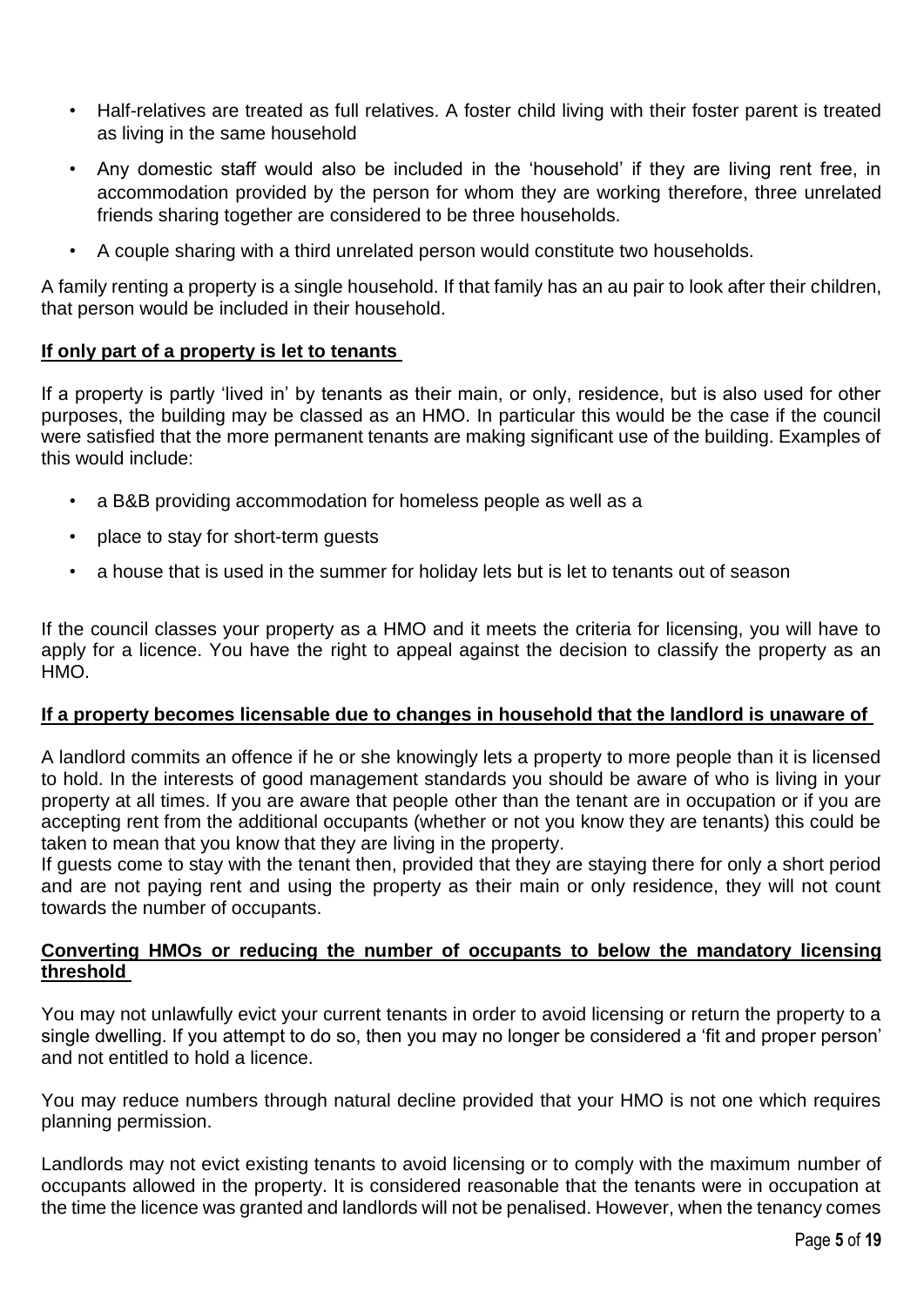- Half-relatives are treated as full relatives. A foster child living with their foster parent is treated as living in the same household
- Any domestic staff would also be included in the 'household' if they are living rent free, in accommodation provided by the person for whom they are working therefore, three unrelated friends sharing together are considered to be three households.
- A couple sharing with a third unrelated person would constitute two households.

A family renting a property is a single household. If that family has an au pair to look after their children, that person would be included in their household.

**If only part of a property is let to tenants**

If a property is partly 'lived in' by tenants as their main, or only, residence, but is also used for other purposes, the building may be classed as an HMO. In particular this would be the case if the council were satisfied that the more permanent tenants are making significant use of the building. Examples of this would include:

- a B&B providing accommodation for homeless people as well as a
- place to stay for short-term guests
- a house that is used in the summer for holiday lets but is let to tenants out of season

If the council classes your property as a HMO and it meets the criteria for licensing, you will have to apply for a licence. You have the right to appeal against the decision to classify the property as an HMO.

**If a property becomes licensable due to changes in household that the landlord is unaware of**

A landlord commits an offence if he or she knowingly lets a property to more people than it is licensed to hold. In the interests of good management standards you should be aware of who is living in your property at all times. If you are aware that people other than the tenant are in occupation or if you are accepting rent from the additional occupants (whether or not you know they are tenants) this could be taken to mean that you know that they are living in the property.

If guests come to stay with the tenant then, provided that they are staying there for only a short period and are not paying rent and using the property as their main or only residence, they will not count towards the number of occupants.

**Converting HMOs or reducing the number of occupants to below the mandatory licensing threshold**

You may not unlawfully evict your current tenants in order to avoid licensing or return the property to a single dwelling. If you attempt to do so, then you may no longer be considered a 'fit and proper person' and not entitled to hold a licence.

You may reduce numbers through natural decline provided that your HMO is not one which requires planning permission.

Landlords may not evict existing tenants to avoid licensing or to comply with the maximum number of occupants allowed in the property. It is considered reasonable that the tenants were in occupation at the time the licence was granted and landlords will not be penalised. However, when the tenancy comes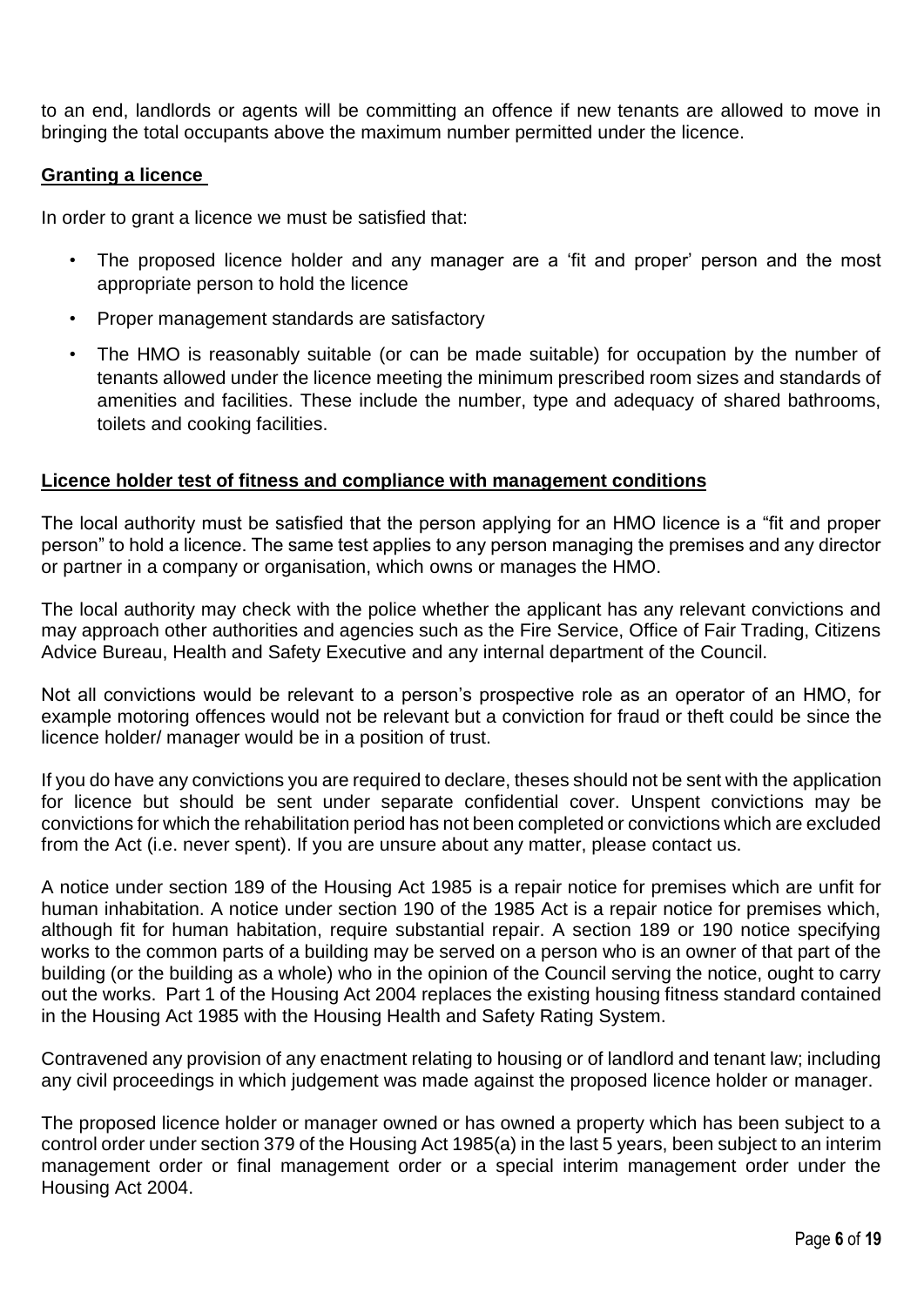to an end, landlords or agents will be committing an offence if new tenants are allowed to move in bringing the total occupants above the maximum number permitted under the licence.

**Granting a licence**

In order to grant a licence we must be satisfied that:

- The proposed licence holder and any manager are a 'fit and proper' person and the most appropriate person to hold the licence
- Proper management standards are satisfactory
- The HMO is reasonably suitable (or can be made suitable) for occupation by the number of tenants allowed under the licence meeting the minimum prescribed room sizes and standards of amenities and facilities. These include the number, type and adequacy of shared bathrooms, toilets and cooking facilities.

**Licence holder test of fitness and compliance with management conditions**

The local authority must be satisfied that the person applying for an HMO licence is a "fit and proper person" to hold a licence. The same test applies to any person managing the premises and any director or partner in a company or organisation, which owns or manages the HMO.

The local authority may check with the police whether the applicant has any relevant convictions and may approach other authorities and agencies such as the Fire Service, Office of Fair Trading, Citizens Advice Bureau, Health and Safety Executive and any internal department of the Council.

Not all convictions would be relevant to a person's prospective role as an operator of an HMO, for example motoring offences would not be relevant but a conviction for fraud or theft could be since the licence holder/ manager would be in a position of trust.

If you do have any convictions you are required to declare, theses should not be sent with the application for licence but should be sent under separate confidential cover. Unspent convictions may be convictions for which the rehabilitation period has not been completed or convictions which are excluded from the Act (i.e. never spent). If you are unsure about any matter, please contact us.

A notice under section 189 of the Housing Act 1985 is a repair notice for premises which are unfit for human inhabitation. A notice under section 190 of the 1985 Act is a repair notice for premises which, although fit for human habitation, require substantial repair. A section 189 or 190 notice specifying works to the common parts of a building may be served on a person who is an owner of that part of the building (or the building as a whole) who in the opinion of the Council serving the notice, ought to carry out the works. Part 1 of the Housing Act 2004 replaces the existing housing fitness standard contained in the Housing Act 1985 with the Housing Health and Safety Rating System.

Contravened any provision of any enactment relating to housing or of landlord and tenant law; including any civil proceedings in which judgement was made against the proposed licence holder or manager.

The proposed licence holder or manager owned or has owned a property which has been subject to a control order under section 379 of the Housing Act 1985(a) in the last 5 years, been subject to an interim management order or final management order or a special interim management order under the Housing Act 2004.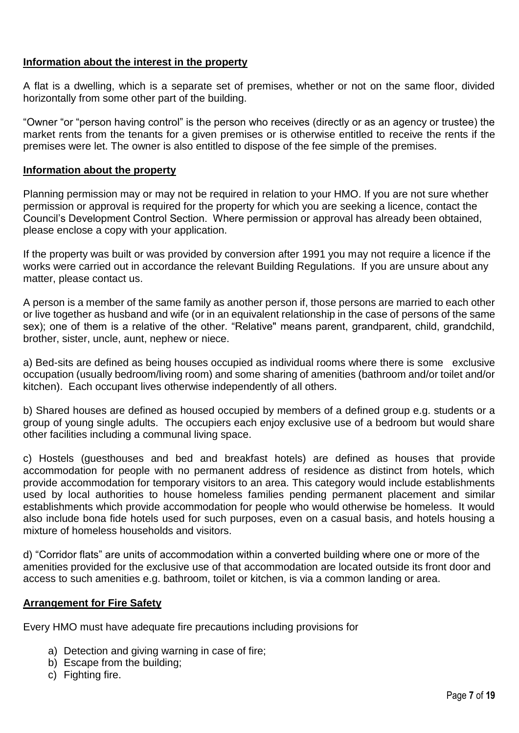**Information about the interest in the property**

A flat is a dwelling, which is a separate set of premises, whether or not on the same floor, divided horizontally from some other part of the building.

"Owner "or "person having control" is the person who receives (directly or as an agency or trustee) the market rents from the tenants for a given premises or is otherwise entitled to receive the rents if the premises were let. The owner is also entitled to dispose of the fee simple of the premises.

**Information about the property**

Planning permission may or may not be required in relation to your HMO. If you are not sure whether permission or approval is required for the property for which you are seeking a licence, contact the Council's Development Control Section. Where permission or approval has already been obtained, please enclose a copy with your application.

If the property was built or was provided by conversion after 1991 you may not require a licence if the works were carried out in accordance the relevant Building Regulations. If you are unsure about any matter, please contact us.

A person is a member of the same family as another person if, those persons are married to each other or live together as husband and wife (or in an equivalent relationship in the case of persons of the same sex); one of them is a relative of the other. "Relative" means parent, grandparent, child, grandchild, brother, sister, uncle, aunt, nephew or niece.

a) Bed-sits are defined as being houses occupied as individual rooms where there is some exclusive occupation (usually bedroom/living room) and some sharing of amenities (bathroom and/or toilet and/or kitchen). Each occupant lives otherwise independently of all others.

b) Shared houses are defined as housed occupied by members of a defined group e.g. students or a group of young single adults. The occupiers each enjoy exclusive use of a bedroom but would share other facilities including a communal living space.

c) Hostels (guesthouses and bed and breakfast hotels) are defined as houses that provide accommodation for people with no permanent address of residence as distinct from hotels, which provide accommodation for temporary visitors to an area. This category would include establishments used by local authorities to house homeless families pending permanent placement and similar establishments which provide accommodation for people who would otherwise be homeless. It would also include bona fide hotels used for such purposes, even on a casual basis, and hotels housing a mixture of homeless households and visitors.

d) "Corridor flats" are units of accommodation within a converted building where one or more of the amenities provided for the exclusive use of that accommodation are located outside its front door and access to such amenities e.g. bathroom, toilet or kitchen, is via a common landing or area.

**Arrangement for Fire Safety**

Every HMO must have adequate fire precautions including provisions for

a) Detection and giving warning in case of fire;
b) Escape from the building;
c) Fighting fire.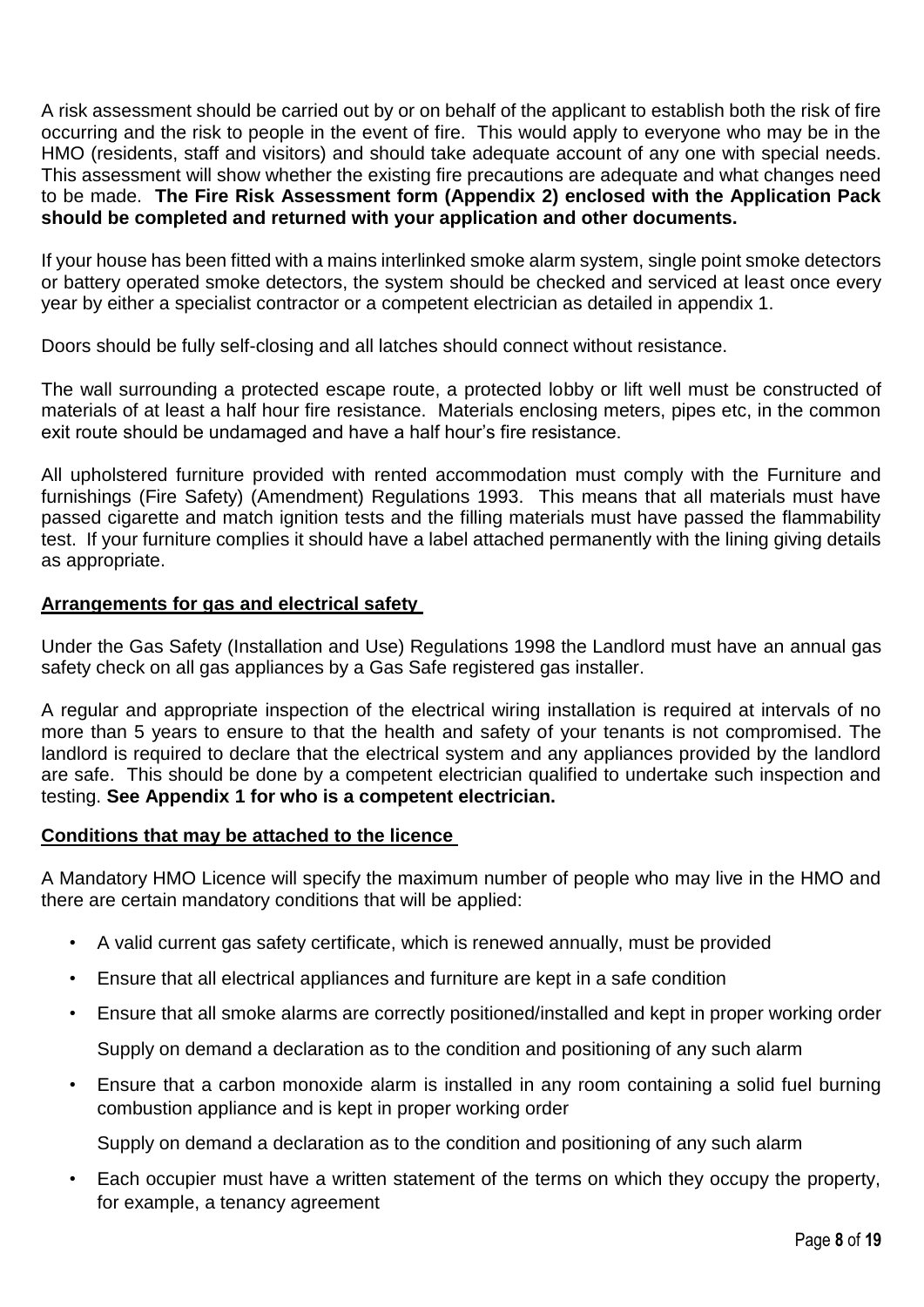A risk assessment should be carried out by or on behalf of the applicant to establish both the risk of fire occurring and the risk to people in the event of fire. This would apply to everyone who may be in the HMO (residents, staff and visitors) and should take adequate account of any one with special needs. This assessment will show whether the existing fire precautions are adequate and what changes need to be made. **The Fire Risk Assessment form (Appendix 2) enclosed with the Application Pack should be completed and returned with your application and other documents.**

If your house has been fitted with a mains interlinked smoke alarm system, single point smoke detectors or battery operated smoke detectors, the system should be checked and serviced at least once every year by either a specialist contractor or a competent electrician as detailed in appendix 1.

Doors should be fully self-closing and all latches should connect without resistance.

The wall surrounding a protected escape route, a protected lobby or lift well must be constructed of materials of at least a half hour fire resistance. Materials enclosing meters, pipes etc, in the common exit route should be undamaged and have a half hour's fire resistance.

All upholstered furniture provided with rented accommodation must comply with the Furniture and furnishings (Fire Safety) (Amendment) Regulations 1993. This means that all materials must have passed cigarette and match ignition tests and the filling materials must have passed the flammability test. If your furniture complies it should have a label attached permanently with the lining giving details as appropriate.

## Arrangements for gas and electrical safety

Under the Gas Safety (Installation and Use) Regulations 1998 the Landlord must have an annual gas safety check on all gas appliances by a Gas Safe registered gas installer.

A regular and appropriate inspection of the electrical wiring installation is required at intervals of no more than 5 years to ensure to that the health and safety of your tenants is not compromised. The landlord is required to declare that the electrical system and any appliances provided by the landlord are safe. This should be done by a competent electrician qualified to undertake such inspection and testing. **See Appendix 1 for who is a competent electrician.**

## Conditions that may be attached to the licence

A Mandatory HMO Licence will specify the maximum number of people who may live in the HMO and there are certain mandatory conditions that will be applied:

- A valid current gas safety certificate, which is renewed annually, must be provided
- Ensure that all electrical appliances and furniture are kept in a safe condition
- Ensure that all smoke alarms are correctly positioned/installed and kept in proper working order

  Supply on demand a declaration as to the condition and positioning of any such alarm
- Ensure that a carbon monoxide alarm is installed in any room containing a solid fuel burning combustion appliance and is kept in proper working order

  Supply on demand a declaration as to the condition and positioning of any such alarm
- Each occupier must have a written statement of the terms on which they occupy the property, for example, a tenancy agreement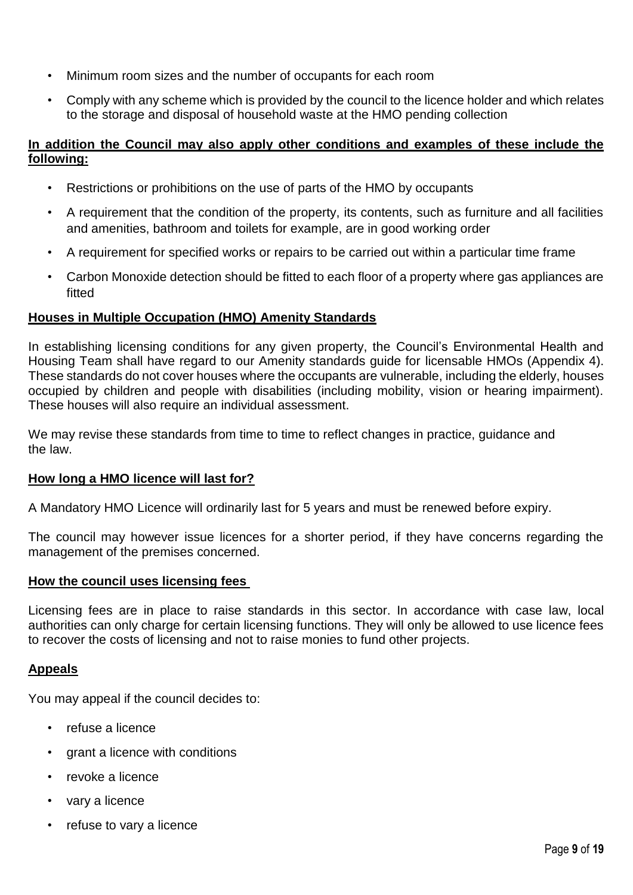- Minimum room sizes and the number of occupants for each room
- Comply with any scheme which is provided by the council to the licence holder and which relates to the storage and disposal of household waste at the HMO pending collection

**In addition the Council may also apply other conditions and examples of these include the following:**

- Restrictions or prohibitions on the use of parts of the HMO by occupants
- A requirement that the condition of the property, its contents, such as furniture and all facilities and amenities, bathroom and toilets for example, are in good working order
- A requirement for specified works or repairs to be carried out within a particular time frame
- Carbon Monoxide detection should be fitted to each floor of a property where gas appliances are fitted

**Houses in Multiple Occupation (HMO) Amenity Standards**

In establishing licensing conditions for any given property, the Council's Environmental Health and Housing Team shall have regard to our Amenity standards guide for licensable HMOs (Appendix 4). These standards do not cover houses where the occupants are vulnerable, including the elderly, houses occupied by children and people with disabilities (including mobility, vision or hearing impairment). These houses will also require an individual assessment.

We may revise these standards from time to time to reflect changes in practice, guidance and the law.

**How long a HMO licence will last for?**

A Mandatory HMO Licence will ordinarily last for 5 years and must be renewed before expiry.

The council may however issue licences for a shorter period, if they have concerns regarding the management of the premises concerned.

**How the council uses licensing fees**

Licensing fees are in place to raise standards in this sector. In accordance with case law, local authorities can only charge for certain licensing functions. They will only be allowed to use licence fees to recover the costs of licensing and not to raise monies to fund other projects.

**Appeals**

You may appeal if the council decides to:

- refuse a licence
- grant a licence with conditions
- revoke a licence
- vary a licence
- refuse to vary a licence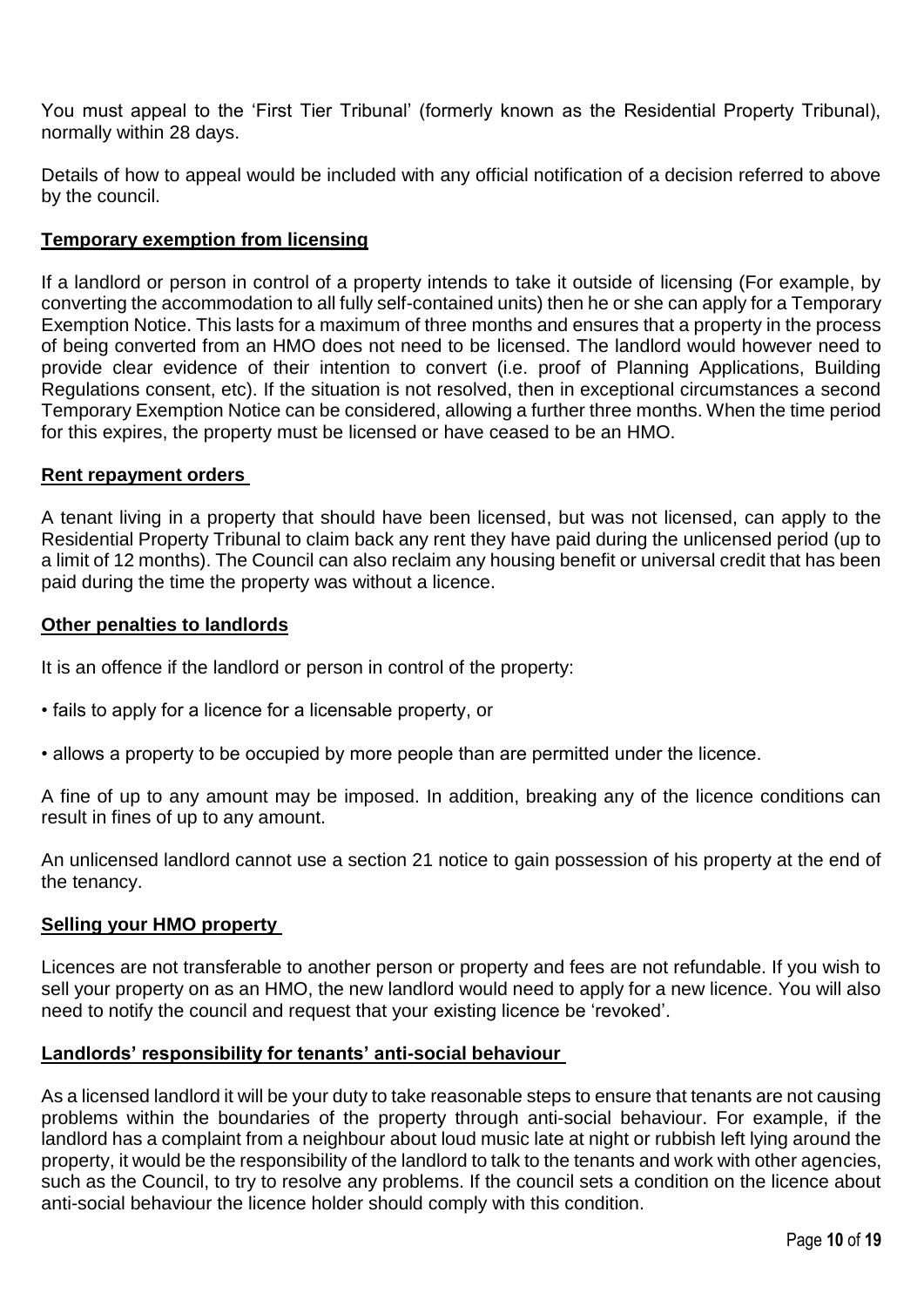You must appeal to the 'First Tier Tribunal' (formerly known as the Residential Property Tribunal), normally within 28 days.

Details of how to appeal would be included with any official notification of a decision referred to above by the council.

## Temporary exemption from licensing

If a landlord or person in control of a property intends to take it outside of licensing (For example, by converting the accommodation to all fully self-contained units) then he or she can apply for a Temporary Exemption Notice. This lasts for a maximum of three months and ensures that a property in the process of being converted from an HMO does not need to be licensed. The landlord would however need to provide clear evidence of their intention to convert (i.e. proof of Planning Applications, Building Regulations consent, etc). If the situation is not resolved, then in exceptional circumstances a second Temporary Exemption Notice can be considered, allowing a further three months. When the time period for this expires, the property must be licensed or have ceased to be an HMO.

## Rent repayment orders

A tenant living in a property that should have been licensed, but was not licensed, can apply to the Residential Property Tribunal to claim back any rent they have paid during the unlicensed period (up to a limit of 12 months). The Council can also reclaim any housing benefit or universal credit that has been paid during the time the property was without a licence.

## Other penalties to landlords

It is an offence if the landlord or person in control of the property:

- fails to apply for a licence for a licensable property, or
- allows a property to be occupied by more people than are permitted under the licence.

A fine of up to any amount may be imposed. In addition, breaking any of the licence conditions can result in fines of up to any amount.

An unlicensed landlord cannot use a section 21 notice to gain possession of his property at the end of the tenancy.

## Selling your HMO property

Licences are not transferable to another person or property and fees are not refundable. If you wish to sell your property on as an HMO, the new landlord would need to apply for a new licence. You will also need to notify the council and request that your existing licence be 'revoked'.

## Landlords' responsibility for tenants' anti-social behaviour

As a licensed landlord it will be your duty to take reasonable steps to ensure that tenants are not causing problems within the boundaries of the property through anti-social behaviour. For example, if the landlord has a complaint from a neighbour about loud music late at night or rubbish left lying around the property, it would be the responsibility of the landlord to talk to the tenants and work with other agencies, such as the Council, to try to resolve any problems. If the council sets a condition on the licence about anti-social behaviour the licence holder should comply with this condition.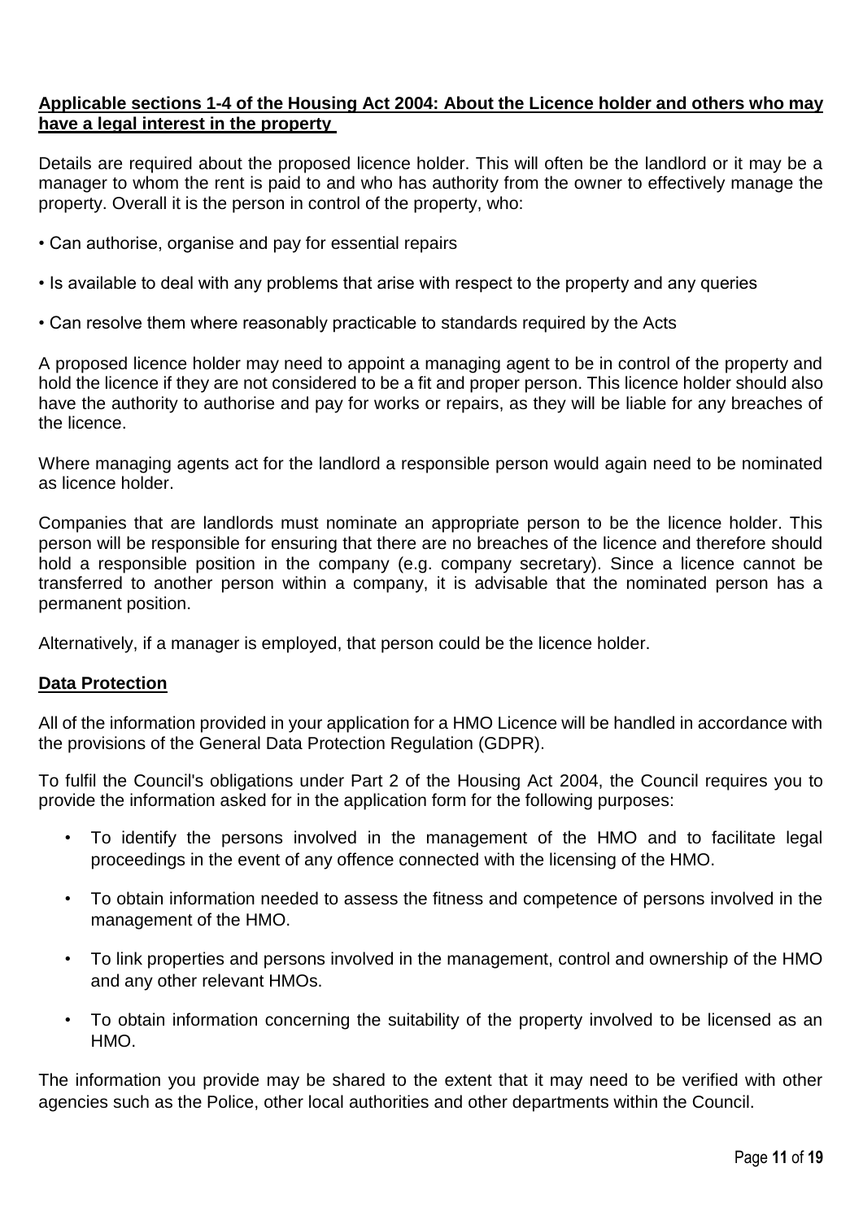**Applicable sections 1-4 of the Housing Act 2004: About the Licence holder and others who may have a legal interest in the property**

Details are required about the proposed licence holder. This will often be the landlord or it may be a manager to whom the rent is paid to and who has authority from the owner to effectively manage the property. Overall it is the person in control of the property, who:

• Can authorise, organise and pay for essential repairs

• Is available to deal with any problems that arise with respect to the property and any queries

• Can resolve them where reasonably practicable to standards required by the Acts

A proposed licence holder may need to appoint a managing agent to be in control of the property and hold the licence if they are not considered to be a fit and proper person. This licence holder should also have the authority to authorise and pay for works or repairs, as they will be liable for any breaches of the licence.

Where managing agents act for the landlord a responsible person would again need to be nominated as licence holder.

Companies that are landlords must nominate an appropriate person to be the licence holder. This person will be responsible for ensuring that there are no breaches of the licence and therefore should hold a responsible position in the company (e.g. company secretary). Since a licence cannot be transferred to another person within a company, it is advisable that the nominated person has a permanent position.

Alternatively, if a manager is employed, that person could be the licence holder.

**Data Protection**

All of the information provided in your application for a HMO Licence will be handled in accordance with the provisions of the General Data Protection Regulation (GDPR).

To fulfil the Council's obligations under Part 2 of the Housing Act 2004, the Council requires you to provide the information asked for in the application form for the following purposes:

- To identify the persons involved in the management of the HMO and to facilitate legal proceedings in the event of any offence connected with the licensing of the HMO.
- To obtain information needed to assess the fitness and competence of persons involved in the management of the HMO.
- To link properties and persons involved in the management, control and ownership of the HMO and any other relevant HMOs.
- To obtain information concerning the suitability of the property involved to be licensed as an HMO.

The information you provide may be shared to the extent that it may need to be verified with other agencies such as the Police, other local authorities and other departments within the Council.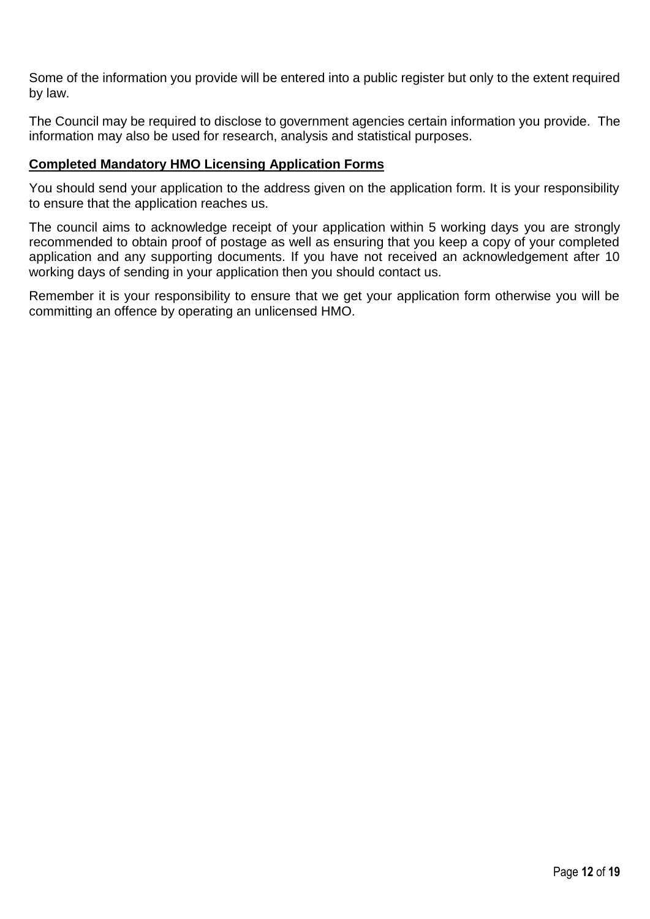Some of the information you provide will be entered into a public register but only to the extent required by law.

The Council may be required to disclose to government agencies certain information you provide.  The information may also be used for research, analysis and statistical purposes.

**Completed Mandatory HMO Licensing Application Forms**

You should send your application to the address given on the application form. It is your responsibility to ensure that the application reaches us.

The council aims to acknowledge receipt of your application within 5 working days you are strongly recommended to obtain proof of postage as well as ensuring that you keep a copy of your completed application and any supporting documents. If you have not received an acknowledgement after 10 working days of sending in your application then you should contact us.

Remember it is your responsibility to ensure that we get your application form otherwise you will be committing an offence by operating an unlicensed HMO.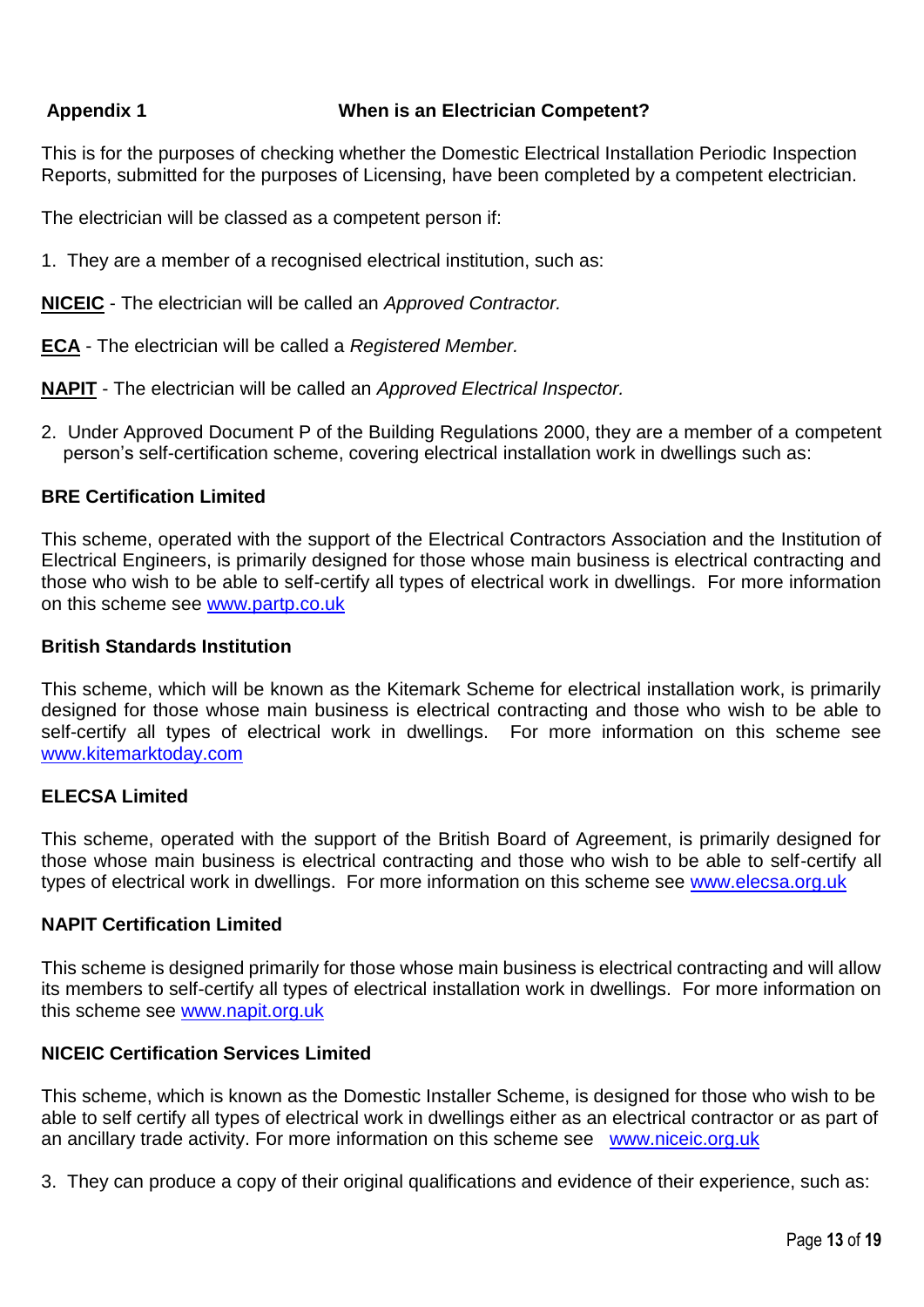## Appendix 1 When is an Electrician Competent?

This is for the purposes of checking whether the Domestic Electrical Installation Periodic Inspection Reports, submitted for the purposes of Licensing, have been completed by a competent electrician.

The electrician will be classed as a competent person if:

1. They are a member of a recognised electrical institution, such as:

**NICEIC** - The electrician will be called an *Approved Contractor.*

**ECA** - The electrician will be called a *Registered Member.*

**NAPIT** - The electrician will be called an *Approved Electrical Inspector.*

2. Under Approved Document P of the Building Regulations 2000, they are a member of a competent person's self-certification scheme, covering electrical installation work in dwellings such as:

**BRE Certification Limited**

This scheme, operated with the support of the Electrical Contractors Association and the Institution of Electrical Engineers, is primarily designed for those whose main business is electrical contracting and those who wish to be able to self-certify all types of electrical work in dwellings. For more information on this scheme see www.partp.co.uk

**British Standards Institution**

This scheme, which will be known as the Kitemark Scheme for electrical installation work, is primarily designed for those whose main business is electrical contracting and those who wish to be able to self-certify all types of electrical work in dwellings. For more information on this scheme see www.kitemarktoday.com

**ELECSA Limited**

This scheme, operated with the support of the British Board of Agreement, is primarily designed for those whose main business is electrical contracting and those who wish to be able to self-certify all types of electrical work in dwellings. For more information on this scheme see www.elecsa.org.uk

**NAPIT Certification Limited**

This scheme is designed primarily for those whose main business is electrical contracting and will allow its members to self-certify all types of electrical installation work in dwellings. For more information on this scheme see www.napit.org.uk

**NICEIC Certification Services Limited**

This scheme, which is known as the Domestic Installer Scheme, is designed for those who wish to be able to self certify all types of electrical work in dwellings either as an electrical contractor or as part of an ancillary trade activity. For more information on this scheme see www.niceic.org.uk

3. They can produce a copy of their original qualifications and evidence of their experience, such as: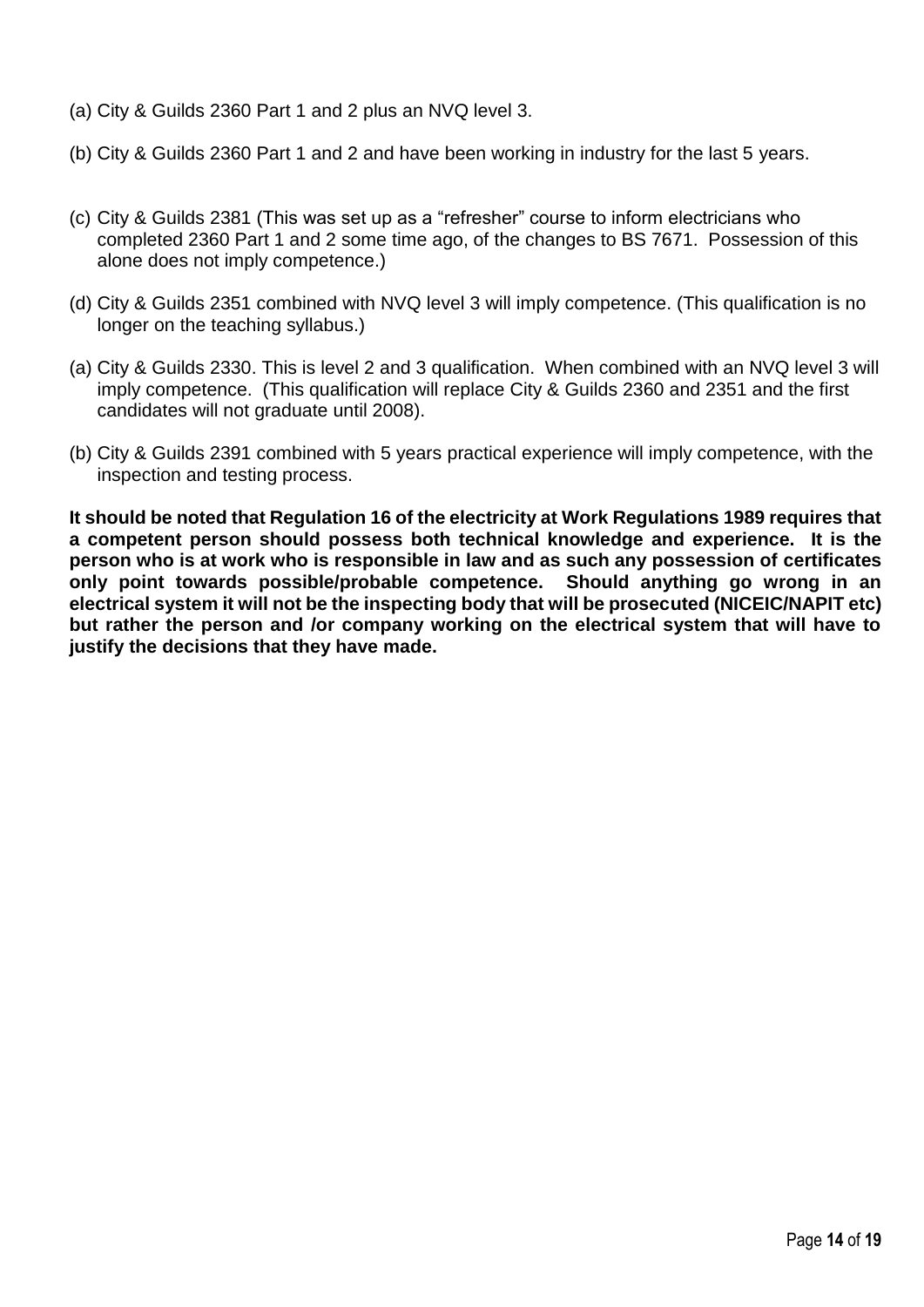(a) City & Guilds 2360 Part 1 and 2 plus an NVQ level 3.

(b) City & Guilds 2360 Part 1 and 2 and have been working in industry for the last 5 years.

(c) City & Guilds 2381 (This was set up as a “refresher” course to inform electricians who completed 2360 Part 1 and 2 some time ago, of the changes to BS 7671. Possession of this alone does not imply competence.)

(d) City & Guilds 2351 combined with NVQ level 3 will imply competence. (This qualification is no longer on the teaching syllabus.)

(a) City & Guilds 2330. This is level 2 and 3 qualification. When combined with an NVQ level 3 will imply competence. (This qualification will replace City & Guilds 2360 and 2351 and the first candidates will not graduate until 2008).

(b) City & Guilds 2391 combined with 5 years practical experience will imply competence, with the inspection and testing process.

**It should be noted that Regulation 16 of the electricity at Work Regulations 1989 requires that a competent person should possess both technical knowledge and experience. It is the person who is at work who is responsible in law and as such any possession of certificates only point towards possible/probable competence. Should anything go wrong in an electrical system it will not be the inspecting body that will be prosecuted (NICEIC/NAPIT etc) but rather the person and /or company working on the electrical system that will have to justify the decisions that they have made.**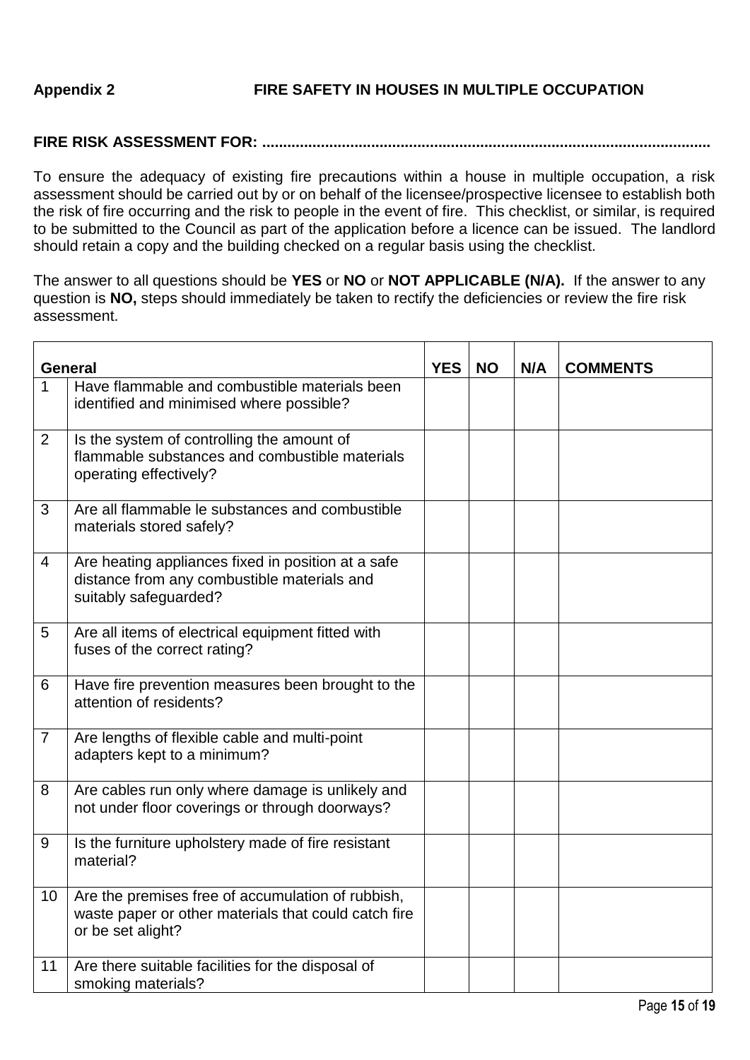**Appendix 2** **FIRE SAFETY IN HOUSES IN MULTIPLE OCCUPATION**

**FIRE RISK ASSESSMENT FOR: ..........................................................................................................**

To ensure the adequacy of existing fire precautions within a house in multiple occupation, a risk assessment should be carried out by or on behalf of the licensee/prospective licensee to establish both the risk of fire occurring and the risk to people in the event of fire. This checklist, or similar, is required to be submitted to the Council as part of the application before a licence can be issued. The landlord should retain a copy and the building checked on a regular basis using the checklist.

The answer to all questions should be **YES** or **NO** or **NOT APPLICABLE (N/A).** If the answer to any question is **NO,** steps should immediately be taken to rectify the deficiencies or review the fire risk assessment.

| General | | YES | NO | N/A | COMMENTS |
|---|---|---|---|---|---|
| 1 | Have flammable and combustible materials been identified and minimised where possible? | | | | |
| 2 | Is the system of controlling the amount of flammable substances and combustible materials operating effectively? | | | | |
| 3 | Are all flammable le substances and combustible materials stored safely? | | | | |
| 4 | Are heating appliances fixed in position at a safe distance from any combustible materials and suitably safeguarded? | | | | |
| 5 | Are all items of electrical equipment fitted with fuses of the correct rating? | | | | |
| 6 | Have fire prevention measures been brought to the attention of residents? | | | | |
| 7 | Are lengths of flexible cable and multi-point adapters kept to a minimum? | | | | |
| 8 | Are cables run only where damage is unlikely and not under floor coverings or through doorways? | | | | |
| 9 | Is the furniture upholstery made of fire resistant material? | | | | |
| 10 | Are the premises free of accumulation of rubbish, waste paper or other materials that could catch fire or be set alight? | | | | |
| 11 | Are there suitable facilities for the disposal of smoking materials? | | | | |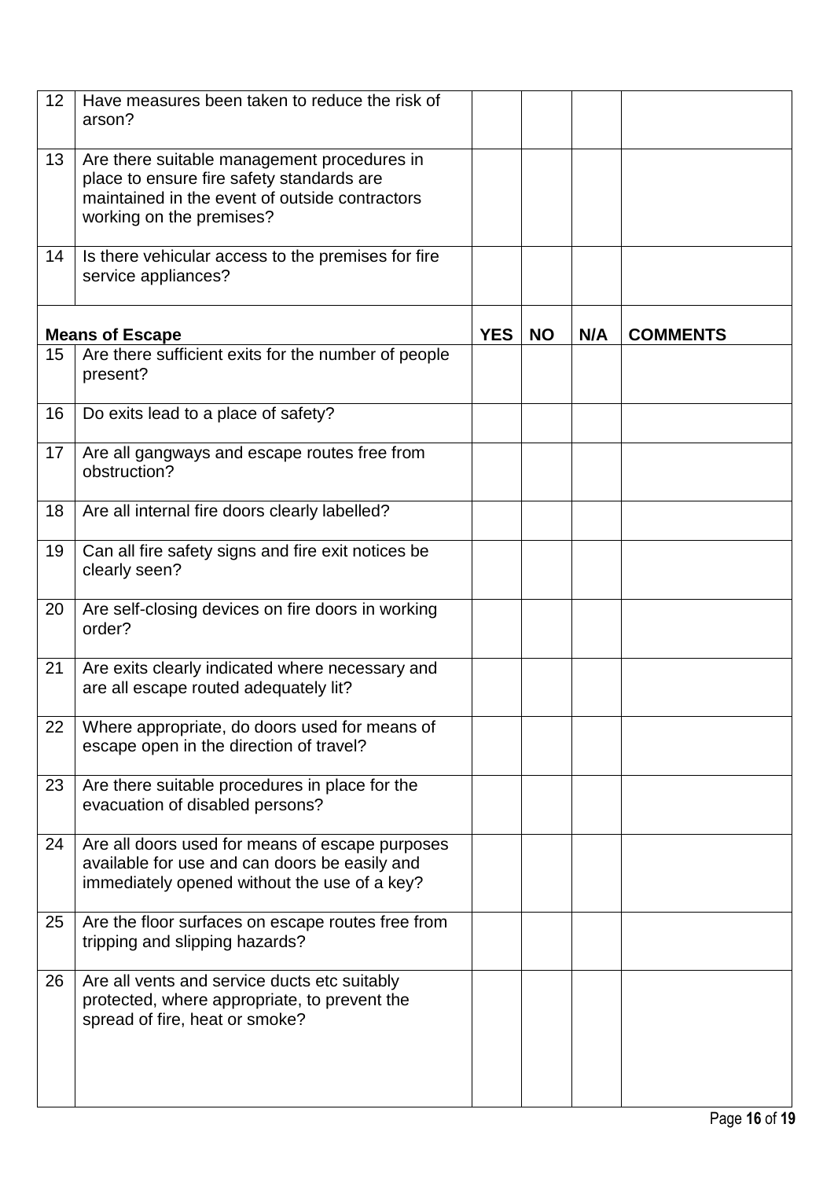| 12 | Have measures been taken to reduce the risk of arson? | | | | |
|---|---|---|---|---|---|
| 13 | Are there suitable management procedures in place to ensure fire safety standards are maintained in the event of outside contractors working on the premises? | | | | |
| 14 | Is there vehicular access to the premises for fire service appliances? | | | | |
| **Means of Escape** | | **YES** | **NO** | **N/A** | **COMMENTS** |
| 15 | Are there sufficient exits for the number of people present? | | | | |
| 16 | Do exits lead to a place of safety? | | | | |
| 17 | Are all gangways and escape routes free from obstruction? | | | | |
| 18 | Are all internal fire doors clearly labelled? | | | | |
| 19 | Can all fire safety signs and fire exit notices be clearly seen? | | | | |
| 20 | Are self-closing devices on fire doors in working order? | | | | |
| 21 | Are exits clearly indicated where necessary and are all escape routed adequately lit? | | | | |
| 22 | Where appropriate, do doors used for means of escape open in the direction of travel? | | | | |
| 23 | Are there suitable procedures in place for the evacuation of disabled persons? | | | | |
| 24 | Are all doors used for means of escape purposes available for use and can doors be easily and immediately opened without the use of a key? | | | | |
| 25 | Are the floor surfaces on escape routes free from tripping and slipping hazards? | | | | |
| 26 | Are all vents and service ducts etc suitably protected, where appropriate, to prevent the spread of fire, heat or smoke? | | | | |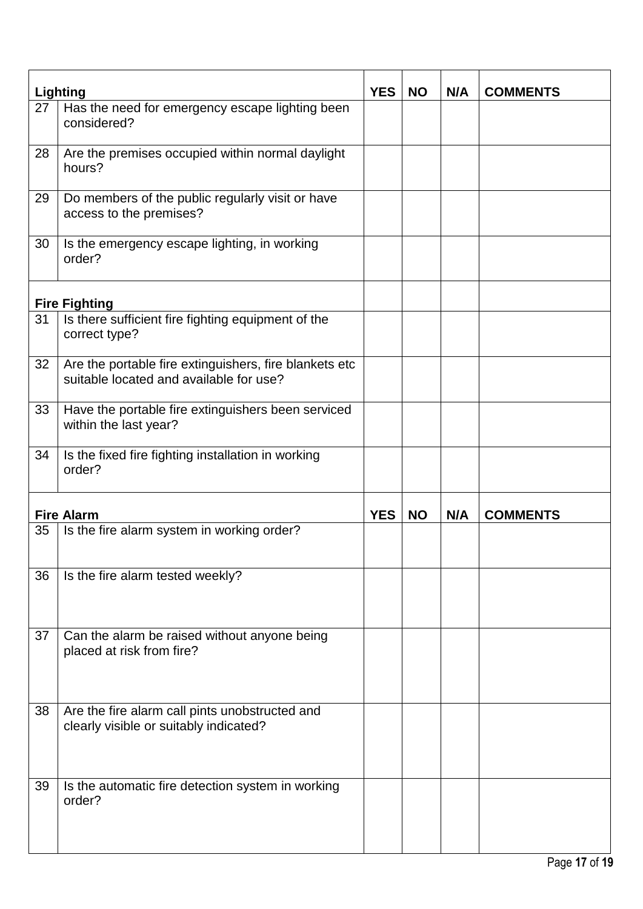| Lighting | | YES | NO | N/A | COMMENTS |
|---|---|---|---|---|---|
| 27 | Has the need for emergency escape lighting been considered? | | | | |
| 28 | Are the premises occupied within normal daylight hours? | | | | |
| 29 | Do members of the public regularly visit or have access to the premises? | | | | |
| 30 | Is the emergency escape lighting, in working order? | | | | |
| **Fire Fighting** | | | | | |
| 31 | Is there sufficient fire fighting equipment of the correct type? | | | | |
| 32 | Are the portable fire extinguishers, fire blankets etc suitable located and available for use? | | | | |
| 33 | Have the portable fire extinguishers been serviced within the last year? | | | | |
| 34 | Is the fixed fire fighting installation in working order? | | | | |

| Fire Alarm | | YES | NO | N/A | COMMENTS |
|---|---|---|---|---|---|
| 35 | Is the fire alarm system in working order? | | | | |
| 36 | Is the fire alarm tested weekly? | | | | |
| 37 | Can the alarm be raised without anyone being placed at risk from fire? | | | | |
| 38 | Are the fire alarm call pints unobstructed and clearly visible or suitably indicated? | | | | |
| 39 | Is the automatic fire detection system in working order? | | | | |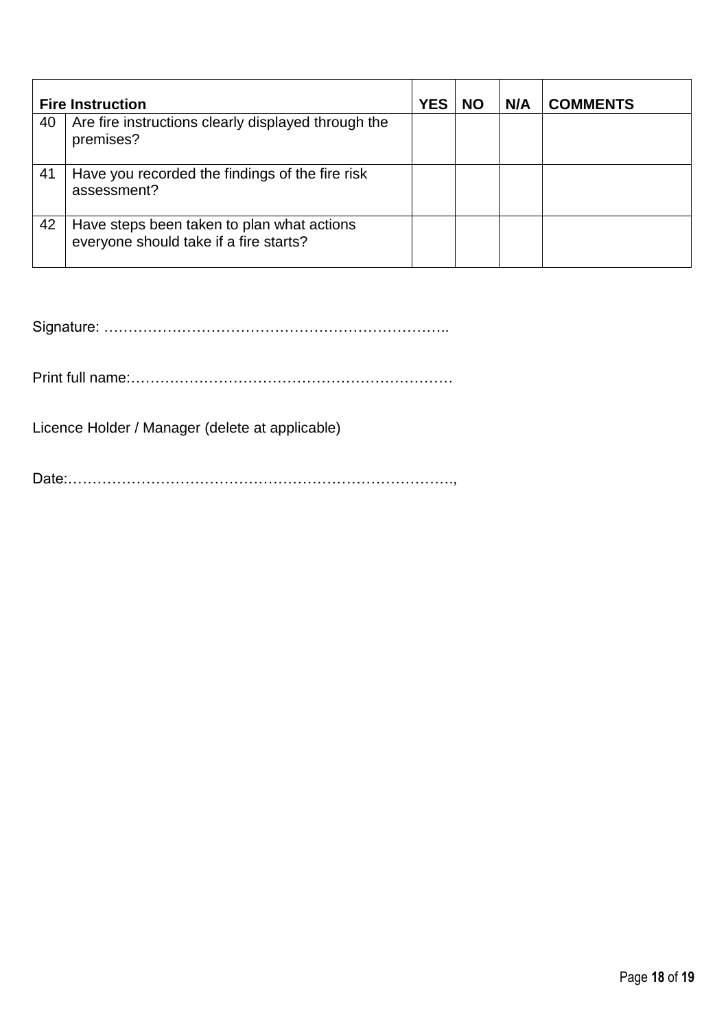| Fire Instruction | | YES | NO | N/A | COMMENTS |
|---|---|---|---|---|---|
| 40 | Are fire instructions clearly displayed through the premises? | | | | |
| 41 | Have you recorded the findings of the fire risk assessment? | | | | |
| 42 | Have steps been taken to plan what actions everyone should take if a fire starts? | | | | |

Signature: ……………………………………………………………..

Print full name:…………………………………………………………

Licence Holder / Manager (delete at applicable)

Date:…………………………………………………………………….,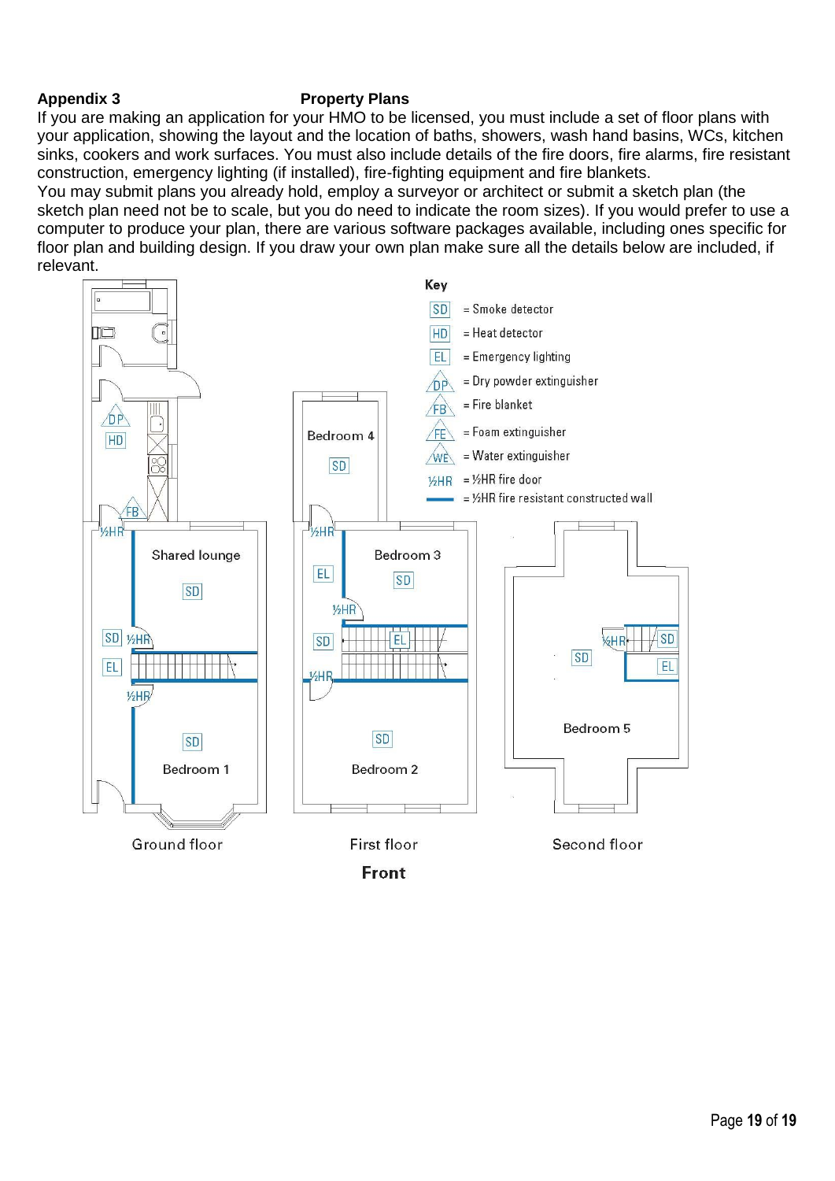**Appendix 3** **Property Plans**

If you are making an application for your HMO to be licensed, you must include a set of floor plans with your application, showing the layout and the location of baths, showers, wash hand basins, WCs, kitchen sinks, cookers and work surfaces. You must also include details of the fire doors, fire alarms, fire resistant construction, emergency lighting (if installed), fire-fighting equipment and fire blankets.

You may submit plans you already hold, employ a surveyor or architect or submit a sketch plan (the sketch plan need not be to scale, but you do need to indicate the room sizes). If you would prefer to use a computer to produce your plan, there are various software packages available, including ones specific for floor plan and building design. If you draw your own plan make sure all the details below are included, if relevant.

Key

SD = Smoke detector

HD = Heat detector

EL = Emergency lighting

DP = Dry powder extinguisher

FB = Fire blanket

FE = Foam extinguisher

WE = Water extinguisher

½HR = ½HR fire door

= ½HR fire resistant constructed wall

Shared lounge

Bedroom 1

Bedroom 4

Bedroom 3

Bedroom 2

Bedroom 5

Ground floor

First floor

Second floor

Front